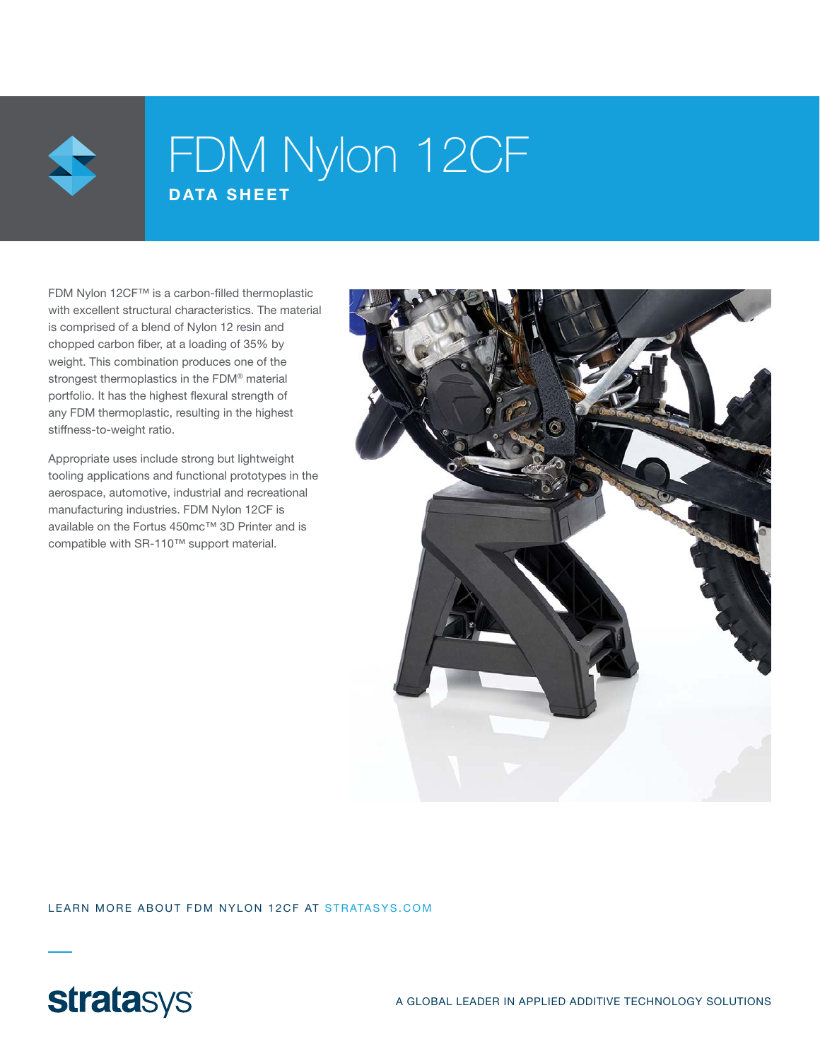# FDM Nylon 12CF

## DATA SHEET

FDM Nylon 12CF™ is a carbon-filled thermoplastic with excellent structural characteristics. The material is comprised of a blend of Nylon 12 resin and chopped carbon fiber, at a loading of 35% by weight. This combination produces one of the strongest thermoplastics in the FDM® material portfolio. It has the highest flexural strength of any FDM thermoplastic, resulting in the highest stiffness-to-weight ratio.

Appropriate uses include strong but lightweight tooling applications and functional prototypes in the aerospace, automotive, industrial and recreational manufacturing industries. FDM Nylon 12CF is available on the Fortus 450mc™ 3D Printer and is compatible with SR-110™ support material.

LEARN MORE ABOUT FDM NYLON 12CF AT STRATASYS.COM

stratasys

A GLOBAL LEADER IN APPLIED ADDITIVE TECHNOLOGY SOLUTIONS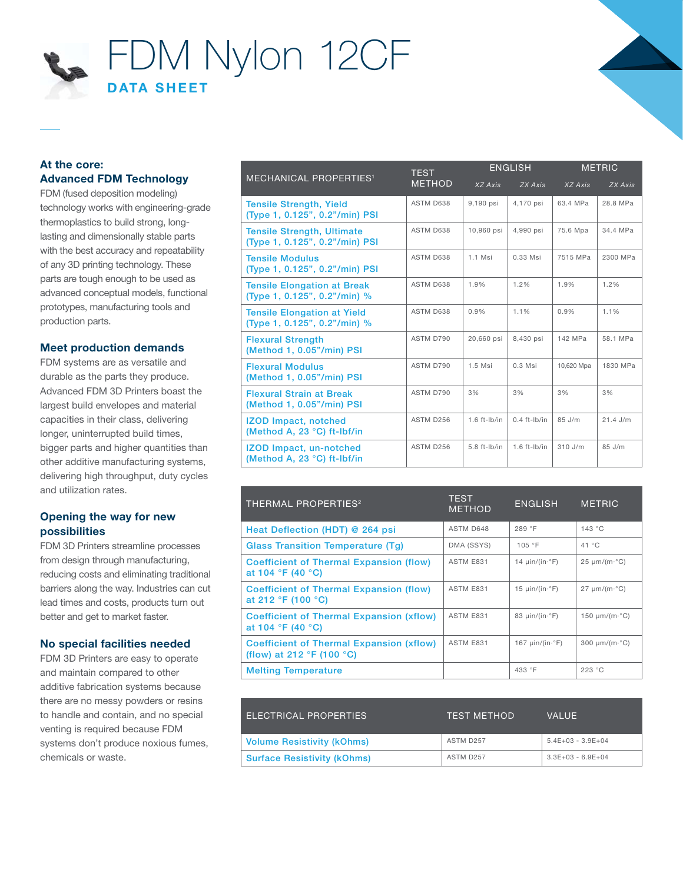# FDM Nylon 12CF

## DATA SHEET

### At the core: Advanced FDM Technology

FDM (fused deposition modeling) technology works with engineering-grade thermoplastics to build strong, long-lasting and dimensionally stable parts with the best accuracy and repeatability of any 3D printing technology. These parts are tough enough to be used as advanced conceptual models, functional prototypes, manufacturing tools and production parts.

### Meet production demands

FDM systems are as versatile and durable as the parts they produce. Advanced FDM 3D Printers boast the largest build envelopes and material capacities in their class, delivering longer, uninterrupted build times, bigger parts and higher quantities than other additive manufacturing systems, delivering high throughput, duty cycles and utilization rates.

### Opening the way for new possibilities

FDM 3D Printers streamline processes from design through manufacturing, reducing costs and eliminating traditional barriers along the way. Industries can cut lead times and costs, products turn out better and get to market faster.

### No special facilities needed

FDM 3D Printers are easy to operate and maintain compared to other additive fabrication systems because there are no messy powders or resins to handle and contain, and no special venting is required because FDM systems don't produce noxious fumes, chemicals or waste.

| MECHANICAL PROPERTIES[1] | TEST METHOD | ENGLISH | | METRIC | |
|---|---|---|---|---|---|
| | | *XZ Axis* | *ZX Axis* | *XZ Axis* | *ZX Axis* |
| Tensile Strength, Yield (Type 1, 0.125", 0.2"/min) PSI | ASTM D638 | 9,190 psi | 4,170 psi | 63.4 MPa | 28.8 MPa |
| Tensile Strength, Ultimate (Type 1, 0.125", 0.2"/min) PSI | ASTM D638 | 10,960 psi | 4,990 psi | 75.6 Mpa | 34.4 MPa |
| Tensile Modulus (Type 1, 0.125", 0.2"/min) PSI | ASTM D638 | 1.1 Msi | 0.33 Msi | 7515 MPa | 2300 MPa |
| Tensile Elongation at Break (Type 1, 0.125", 0.2"/min) % | ASTM D638 | 1.9% | 1.2% | 1.9% | 1.2% |
| Tensile Elongation at Yield (Type 1, 0.125", 0.2"/min) % | ASTM D638 | 0.9% | 1.1% | 0.9% | 1.1% |
| Flexural Strength (Method 1, 0.05"/min) PSI | ASTM D790 | 20,660 psi | 8,430 psi | 142 MPa | 58.1 MPa |
| Flexural Modulus (Method 1, 0.05"/min) PSI | ASTM D790 | 1.5 Msi | 0.3 Msi | 10,620 Mpa | 1830 MPa |
| Flexural Strain at Break (Method 1, 0.05"/min) PSI | ASTM D790 | 3% | 3% | 3% | 3% |
| IZOD Impact, notched (Method A, 23 °C) ft-lbf/in | ASTM D256 | 1.6 ft-lb/in | 0.4 ft-lb/in | 85 J/m | 21.4 J/m |
| IZOD Impact, un-notched (Method A, 23 °C) ft-lbf/in | ASTM D256 | 5.8 ft-lb/in | 1.6 ft-lb/in | 310 J/m | 85 J/m |

| THERMAL PROPERTIES[2] | TEST METHOD | ENGLISH | METRIC |
|---|---|---|---|
| Heat Deflection (HDT) @ 264 psi | ASTM D648 | 289 °F | 143 °C |
| Glass Transition Temperature (Tg) | DMA (SSYS) | 105 °F | 41 °C |
| Coefficient of Thermal Expansion (flow) at 104 °F (40 °C) | ASTM E831 | 14 μin/(in·°F) | 25 μm/(m·°C) |
| Coefficient of Thermal Expansion (flow) at 212 °F (100 °C) | ASTM E831 | 15 μin/(in·°F) | 27 μm/(m·°C) |
| Coefficient of Thermal Expansion (xflow) at 104 °F (40 °C) | ASTM E831 | 83 μin/(in·°F) | 150 μm/(m·°C) |
| Coefficient of Thermal Expansion (xflow) (flow) at 212 °F (100 °C) | ASTM E831 | 167 μin/(in·°F) | 300 μm/(m·°C) |
| Melting Temperature | | 433 °F | 223 °C |

| ELECTRICAL PROPERTIES | TEST METHOD | VALUE |
|---|---|---|
| Volume Resistivity (kOhms) | ASTM D257 | 5.4E+03 - 3.9E+04 |
| Surface Resistivity (kOhms) | ASTM D257 | 3.3E+03 - 6.9E+04 |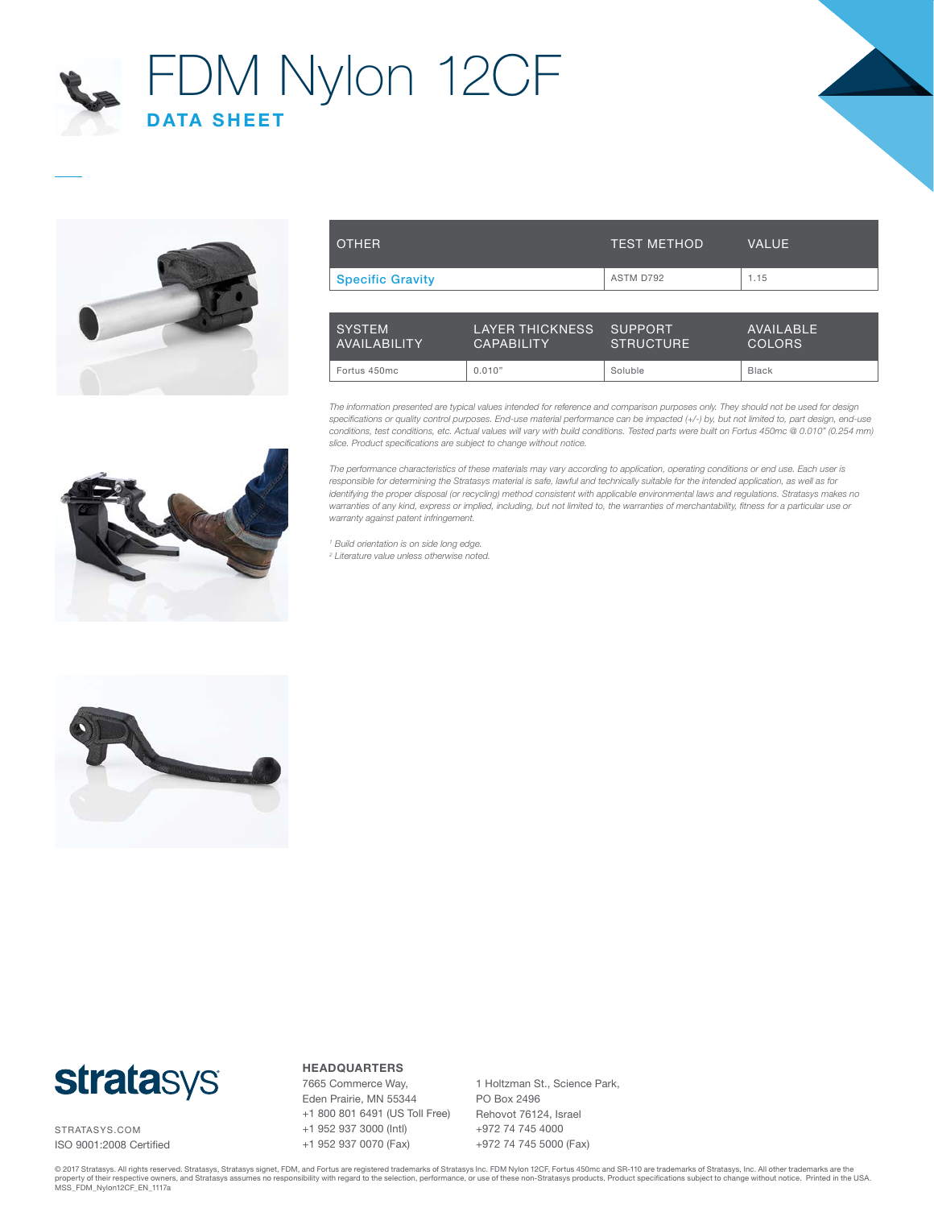# FDM Nylon 12CF

**DATA SHEET**

| OTHER | TEST METHOD | VALUE |
|---|---|---|
| Specific Gravity | ASTM D792 | 1.15 |

| SYSTEM AVAILABILITY | LAYER THICKNESS CAPABILITY | SUPPORT STRUCTURE | AVAILABLE COLORS |
|---|---|---|---|
| Fortus 450mc | 0.010" | Soluble | Black |

*The information presented are typical values intended for reference and comparison purposes only. They should not be used for design specifications or quality control purposes. End-use material performance can be impacted (+/-) by, but not limited to, part design, end-use conditions, test conditions, etc. Actual values will vary with build conditions. Tested parts were built on Fortus 450mc @ 0.010" (0.254 mm) slice. Product specifications are subject to change without notice.*

*The performance characteristics of these materials may vary according to application, operating conditions or end use. Each user is responsible for determining the Stratasys material is safe, lawful and technically suitable for the intended application, as well as for identifying the proper disposal (or recycling) method consistent with applicable environmental laws and regulations. Stratasys makes no warranties of any kind, express or implied, including, but not limited to, the warranties of merchantability, fitness for a particular use or warranty against patent infringement.*

*[1] Build orientation is on side long edge.*
*[2] Literature value unless otherwise noted.*

**stratasys**

STRATASYS.COM
ISO 9001:2008 Certified

**HEADQUARTERS**

7665 Commerce Way,
Eden Prairie, MN 55344
+1 800 801 6491 (US Toll Free)
+1 952 937 3000 (Intl)
+1 952 937 0070 (Fax)

1 Holtzman St., Science Park,
PO Box 2496
Rehovot 76124, Israel
+972 74 745 4000
+972 74 745 5000 (Fax)

© 2017 Stratasys. All rights reserved. Stratasys, Stratasys signet, FDM, and Fortus are registered trademarks of Stratasys Inc. FDM Nylon 12CF, Fortus 450mc and SR-110 are trademarks of Stratasys, Inc. All other trademarks are the property of their respective owners, and Stratasys assumes no responsibility with regard to the selection, performance, or use of these non-Stratasys products. Product specifications subject to change without notice. Printed in the USA. MSS_FDM_Nylon12CF_EN_1117a